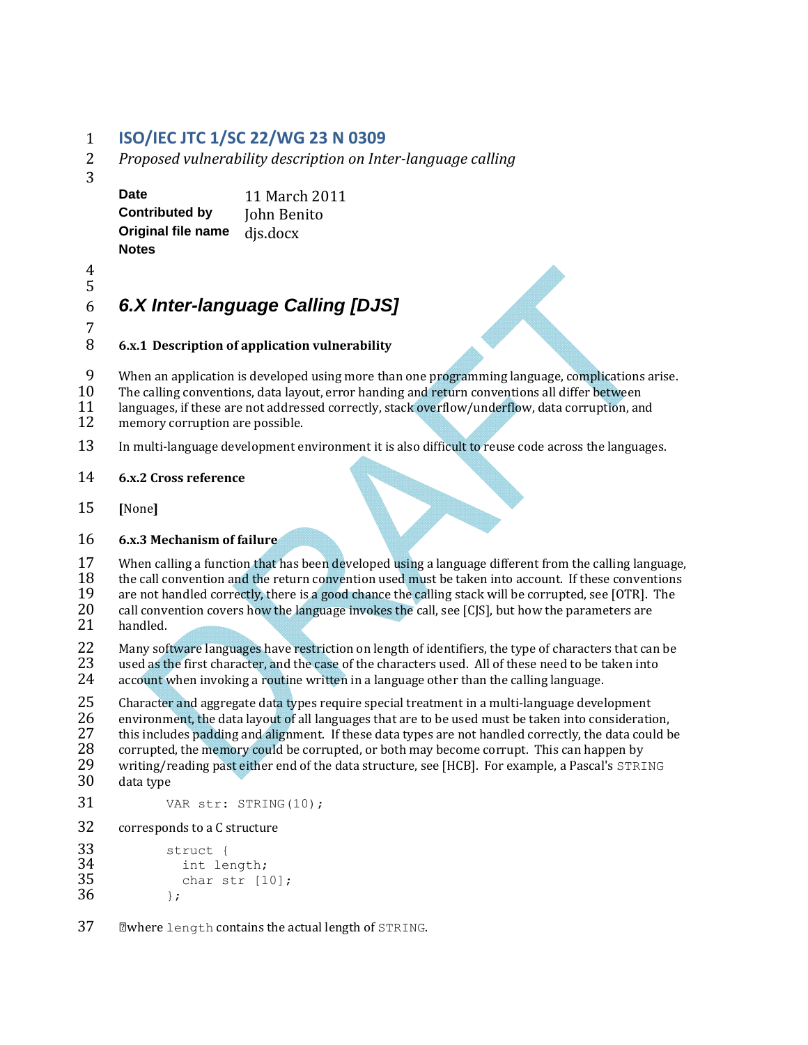# ISO/IEC JTC 1/SC 22/WG 23 N 0309

*Proposed vulnerability description on Inter-language calling*

| | |
|---|---|
| **Date** | 11 March 2011 |
| **Contributed by** | John Benito |
| **Original file name** | djs.docx |
| **Notes** | |

## *6.X Inter-language Calling [DJS]*

### 6.x.1 Description of application vulnerability

When an application is developed using more than one programming language, complications arise. The calling conventions, data layout, error handing and return conventions all differ between languages, if these are not addressed correctly, stack overflow/underflow, data corruption, and memory corruption are possible.

In multi-language development environment it is also difficult to reuse code across the languages.

### 6.x.2 Cross reference

**[**None**]**

### 6.x.3 Mechanism of failure

When calling a function that has been developed using a language different from the calling language, the call convention and the return convention used must be taken into account. If these conventions are not handled correctly, there is a good chance the calling stack will be corrupted, see [OTR]. The call convention covers how the language invokes the call, see [CJS], but how the parameters are handled.

Many software languages have restriction on length of identifiers, the type of characters that can be used as the first character, and the case of the characters used. All of these need to be taken into account when invoking a routine written in a language other than the calling language.

Character and aggregate data types require special treatment in a multi-language development environment, the data layout of all languages that are to be used must be taken into consideration, this includes padding and alignment. If these data types are not handled correctly, the data could be corrupted, the memory could be corrupted, or both may become corrupt. This can happen by writing/reading past either end of the data structure, see [HCB]. For example, a Pascal's `STRING` data type

```
VAR str: STRING(10);
```

corresponds to a C structure

```
struct {
  int length;
  char str [10];
};
```

where `length` contains the actual length of `STRING`.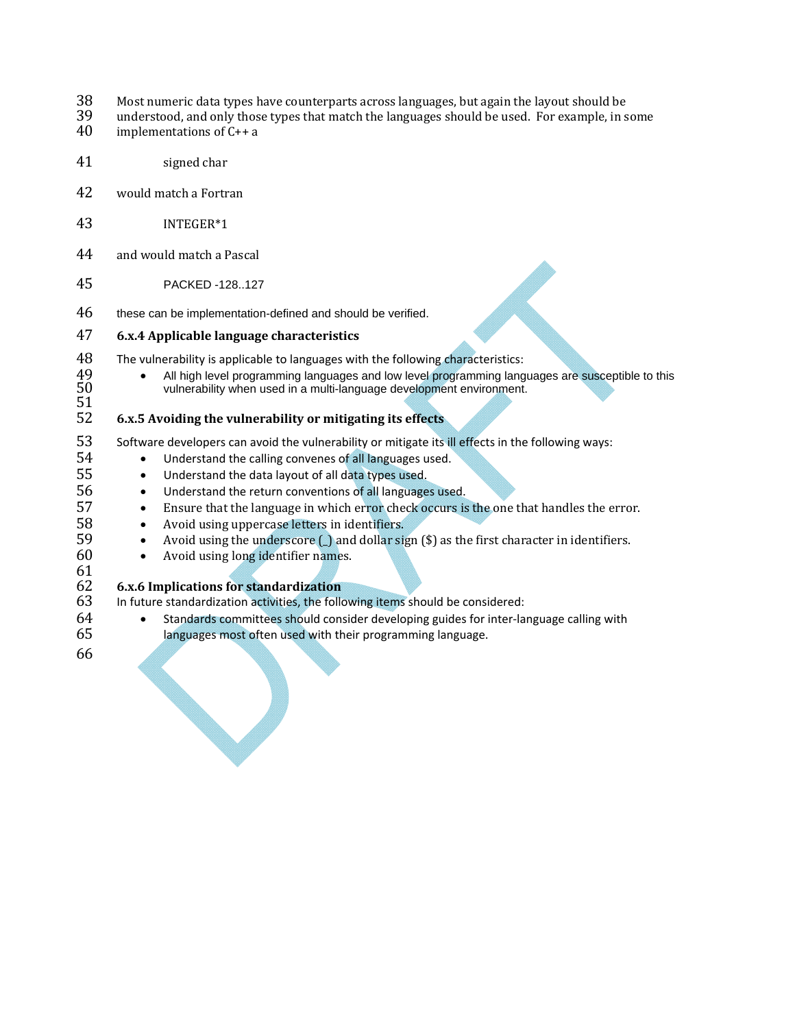Most numeric data types have counterparts across languages, but again the layout should be understood, and only those types that match the languages should be used. For example, in some implementations of C++ a

```
signed char
```

would match a Fortran

```
INTEGER*1
```

and would match a Pascal

```
PACKED -128..127
```

these can be implementation-defined and should be verified.

### 6.x.4 Applicable language characteristics

The vulnerability is applicable to languages with the following characteristics:

- All high level programming languages and low level programming languages are susceptible to this vulnerability when used in a multi-language development environment.

### 6.x.5 Avoiding the vulnerability or mitigating its effects

Software developers can avoid the vulnerability or mitigate its ill effects in the following ways:

- Understand the calling convenes of all languages used.
- Understand the data layout of all data types used.
- Understand the return conventions of all languages used.
- Ensure that the language in which error check occurs is the one that handles the error.
- Avoid using uppercase letters in identifiers.
- Avoid using the underscore (_) and dollar sign ($) as the first character in identifiers.
- Avoid using long identifier names.

### 6.x.6 Implications for standardization

In future standardization activities, the following items should be considered:

- Standards committees should consider developing guides for inter-language calling with languages most often used with their programming language.